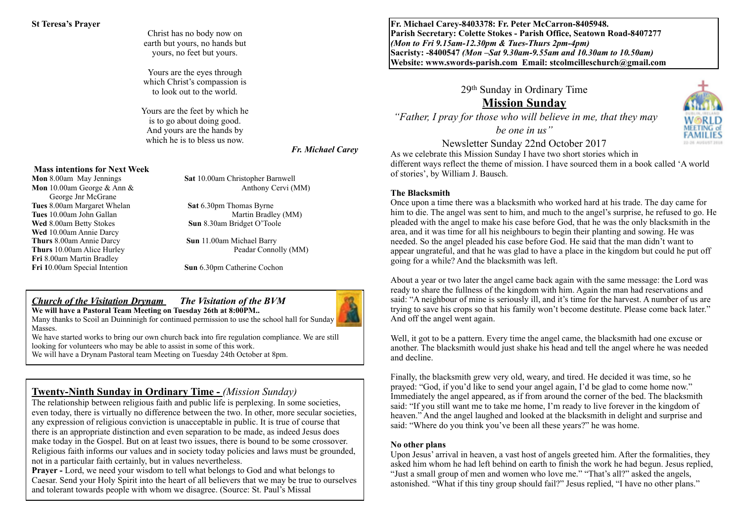**St Teresa's Prayer**

Christ has no body now on earth but yours, no hands but yours, no feet but yours.

Yours are the eyes through which Christ's compassion is to look out to the world.

Yours are the feet by which he is to go about doing good. And yours are the hands by which he is to bless us now.

*Fr. Michael Carey*

### Mass intentions for Next Week

**Mon** 8.00am May Jennings
**Mon** 10.00am George & Ann & George Jnr McGrane
**Tues** 8.00am Margaret Whelan
**Tues** 10.00am John Gallan
**Wed** 8.00am Betty Stokes
**Wed** 10.00am Annie Darcy
**Thurs** 8.00am Annie Darcy
**Thurs** 10.00am Alice Hurley
**Fri** 8.00am Martin Bradley
**Fri** 10.00am Special Intention
**Sat** 10.00am Christopher Barnwell, Anthony Cervi (MM)
**Sat** 6.30pm Thomas Byrne, Martin Bradley (MM)
**Sun** 8.30am Bridget O'Toole
**Sun** 11.00am Michael Barry, Peadar Connolly (MM)
**Sun** 6.30pm Catherine Cochon

### *Church of the Visitation Drynam* *The Visitation of the BVM*

**We will have a Pastoral Team Meeting on Tuesday 26th at 8:00PM..**

Many thanks to Scoil an Duinninigh for continued permission to use the school hall for Sunday Masses.

We have started works to bring our own church back into fire regulation compliance. We are still looking for volunteers who may be able to assist in some of this work.

We will have a Drynam Pastoral team Meeting on Tuesday 24th October at 8pm.

### Twenty-Ninth Sunday in Ordinary Time - *(Mission Sunday)*

The relationship between religious faith and public life is perplexing. In some societies, even today, there is virtually no difference between the two. In other, more secular societies, any expression of religious conviction is unacceptable in public. It is true of course that there is an appropriate distinction and even separation to be made, as indeed Jesus does make today in the Gospel. But on at least two issues, there is bound to be some crossover. Religious faith informs our values and in society today policies and laws must be grounded, not in a particular faith certainly, but in values nevertheless.

**Prayer -** Lord, we need your wisdom to tell what belongs to God and what belongs to Caesar. Send your Holy Spirit into the heart of all believers that we may be true to ourselves and tolerant towards people with whom we disagree. (Source: St. Paul's Missal

**Fr. Michael Carey-8403378: Fr. Peter McCarron-8405948.**
**Parish Secretary: Colette Stokes - Parish Office, Seatown Road-8407277**
***(Mon to Fri 9.15am-12.30pm & Tues-Thurs 2pm-4pm)***
**Sacristy: -8400547 *(Mon –Sat 9.30am-9.55am and 10.30am to 10.50am)***
**Website: www.swords-parish.com Email: stcolmcilleschurch@gmail.com**

29th Sunday in Ordinary Time

## Mission Sunday

*"Father, I pray for those who will believe in me, that they may be one in us"*

Newsletter Sunday 22nd October 2017

As we celebrate this Mission Sunday I have two short stories which in different ways reflect the theme of mission. I have sourced them in a book called 'A world of stories', by William J. Bausch.

**The Blacksmith**

Once upon a time there was a blacksmith who worked hard at his trade. The day came for him to die. The angel was sent to him, and much to the angel's surprise, he refused to go. He pleaded with the angel to make his case before God, that he was the only blacksmith in the area, and it was time for all his neighbours to begin their planting and sowing. He was needed. So the angel pleaded his case before God. He said that the man didn't want to appear ungrateful, and that he was glad to have a place in the kingdom but could he put off going for a while? And the blacksmith was left.

About a year or two later the angel came back again with the same message: the Lord was ready to share the fullness of the kingdom with him. Again the man had reservations and said: "A neighbour of mine is seriously ill, and it's time for the harvest. A number of us are trying to save his crops so that his family won't become destitute. Please come back later." And off the angel went again.

Well, it got to be a pattern. Every time the angel came, the blacksmith had one excuse or another. The blacksmith would just shake his head and tell the angel where he was needed and decline.

Finally, the blacksmith grew very old, weary, and tired. He decided it was time, so he prayed: "God, if you'd like to send your angel again, I'd be glad to come home now." Immediately the angel appeared, as if from around the corner of the bed. The blacksmith said: "If you still want me to take me home, I'm ready to live forever in the kingdom of heaven." And the angel laughed and looked at the blacksmith in delight and surprise and said: "Where do you think you've been all these years?" he was home.

**No other plans**

Upon Jesus' arrival in heaven, a vast host of angels greeted him. After the formalities, they asked him whom he had left behind on earth to finish the work he had begun. Jesus replied, "Just a small group of men and women who love me." "That's all?" asked the angels, astonished. "What if this tiny group should fail?" Jesus replied, "I have no other plans."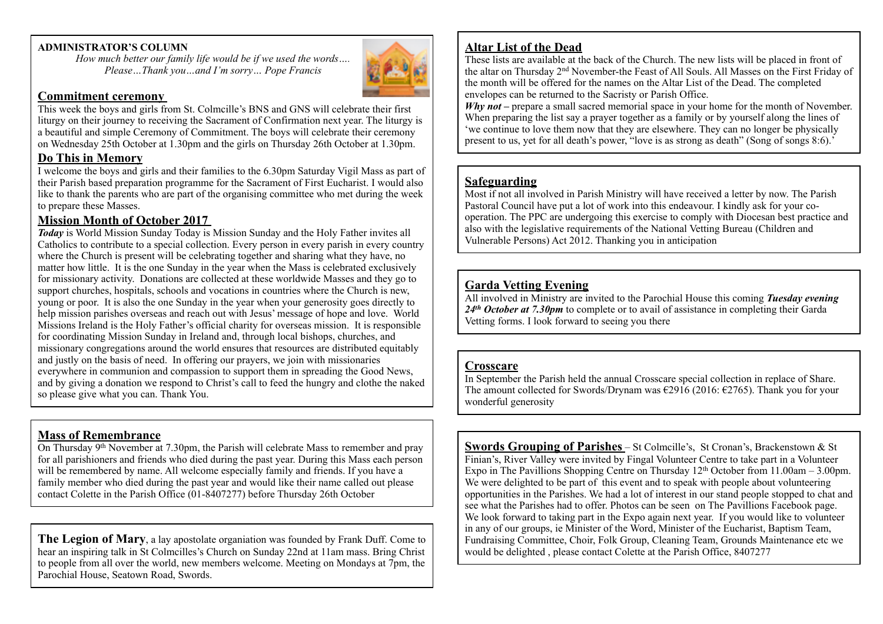**ADMINISTRATOR'S COLUMN**

*How much better our family life would be if we used the words…. Please…Thank you…and I'm sorry… Pope Francis*

## Commitment ceremony

This week the boys and girls from St. Colmcille's BNS and GNS will celebrate their first liturgy on their journey to receiving the Sacrament of Confirmation next year. The liturgy is a beautiful and simple Ceremony of Commitment. The boys will celebrate their ceremony on Wednesday 25th October at 1.30pm and the girls on Thursday 26th October at 1.30pm.

## Do This in Memory

I welcome the boys and girls and their families to the 6.30pm Saturday Vigil Mass as part of their Parish based preparation programme for the Sacrament of First Eucharist. I would also like to thank the parents who are part of the organising committee who met during the week to prepare these Masses.

## Mission Month of October 2017

***Today*** is World Mission Sunday Today is Mission Sunday and the Holy Father invites all Catholics to contribute to a special collection. Every person in every parish in every country where the Church is present will be celebrating together and sharing what they have, no matter how little. It is the one Sunday in the year when the Mass is celebrated exclusively for missionary activity. Donations are collected at these worldwide Masses and they go to support churches, hospitals, schools and vocations in countries where the Church is new, young or poor. It is also the one Sunday in the year when your generosity goes directly to help mission parishes overseas and reach out with Jesus' message of hope and love. World Missions Ireland is the Holy Father's official charity for overseas mission. It is responsible for coordinating Mission Sunday in Ireland and, through local bishops, churches, and missionary congregations around the world ensures that resources are distributed equitably and justly on the basis of need. In offering our prayers, we join with missionaries everywhere in communion and compassion to support them in spreading the Good News, and by giving a donation we respond to Christ's call to feed the hungry and clothe the naked so please give what you can. Thank You.

## Mass of Remembrance

On Thursday 9th November at 7.30pm, the Parish will celebrate Mass to remember and pray for all parishioners and friends who died during the past year. During this Mass each person will be remembered by name. All welcome especially family and friends. If you have a family member who died during the past year and would like their name called out please contact Colette in the Parish Office (01-8407277) before Thursday 26th October

**The Legion of Mary**, a lay apostolate organiation was founded by Frank Duff. Come to hear an inspiring talk in St Colmcilles's Church on Sunday 22nd at 11am mass. Bring Christ to people from all over the world, new members welcome. Meeting on Mondays at 7pm, the Parochial House, Seatown Road, Swords.

## Altar List of the Dead

These lists are available at the back of the Church. The new lists will be placed in front of the altar on Thursday 2nd November-the Feast of All Souls. All Masses on the First Friday of the month will be offered for the names on the Altar List of the Dead. The completed envelopes can be returned to the Sacristy or Parish Office.

***Why not*** **–** prepare a small sacred memorial space in your home for the month of November. When preparing the list say a prayer together as a family or by yourself along the lines of 'we continue to love them now that they are elsewhere. They can no longer be physically present to us, yet for all death's power, "love is as strong as death" (Song of songs 8:6).'

## Safeguarding

Most if not all involved in Parish Ministry will have received a letter by now. The Parish Pastoral Council have put a lot of work into this endeavour. I kindly ask for your co-operation. The PPC are undergoing this exercise to comply with Diocesan best practice and also with the legislative requirements of the National Vetting Bureau (Children and Vulnerable Persons) Act 2012. Thanking you in anticipation

## Garda Vetting Evening

All involved in Ministry are invited to the Parochial House this coming ***Tuesday evening 24th October at 7.30pm*** to complete or to avail of assistance in completing their Garda Vetting forms. I look forward to seeing you there

## Crosscare

In September the Parish held the annual Crosscare special collection in replace of Share. The amount collected for Swords/Drynam was €2916 (2016: €2765). Thank you for your wonderful generosity

**Swords Grouping of Parishes** – St Colmcille's, St Cronan's, Brackenstown & St Finian's, River Valley were invited by Fingal Volunteer Centre to take part in a Volunteer Expo in The Pavillions Shopping Centre on Thursday 12th October from 11.00am – 3.00pm. We were delighted to be part of this event and to speak with people about volunteering opportunities in the Parishes. We had a lot of interest in our stand people stopped to chat and see what the Parishes had to offer. Photos can be seen on The Pavillions Facebook page. We look forward to taking part in the Expo again next year. If you would like to volunteer in any of our groups, ie Minister of the Word, Minister of the Eucharist, Baptism Team, Fundraising Committee, Choir, Folk Group, Cleaning Team, Grounds Maintenance etc we would be delighted , please contact Colette at the Parish Office, 8407277